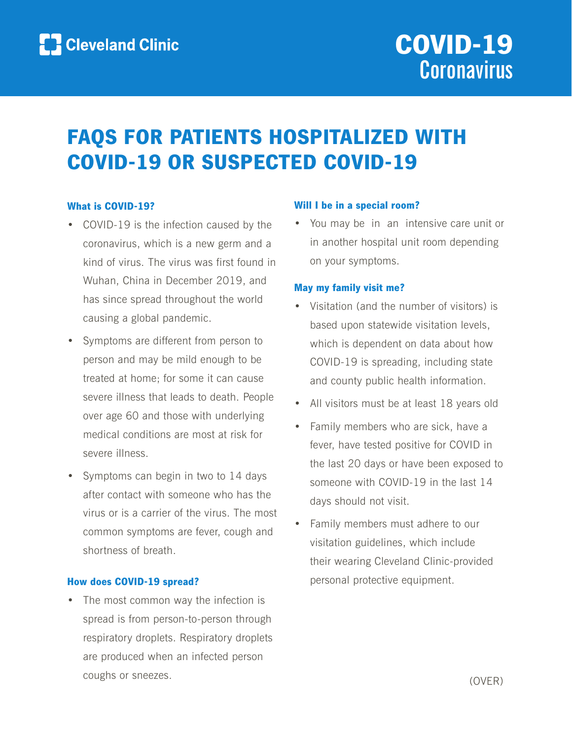Cleveland Clinic

# COVID-19 Coronavirus

## FAQS FOR PATIENTS HOSPITALIZED WITH COVID-19 OR SUSPECTED COVID-19

### What is COVID-19?

- COVID-19 is the infection caused by the coronavirus, which is a new germ and a kind of virus. The virus was first found in Wuhan, China in December 2019, and has since spread throughout the world causing a global pandemic.
- Symptoms are different from person to person and may be mild enough to be treated at home; for some it can cause severe illness that leads to death. People over age 60 and those with underlying medical conditions are most at risk for severe illness.
- Symptoms can begin in two to 14 days after contact with someone who has the virus or is a carrier of the virus. The most common symptoms are fever, cough and shortness of breath.

### How does COVID-19 spread?

- The most common way the infection is spread is from person-to-person through respiratory droplets. Respiratory droplets are produced when an infected person coughs or sneezes.

### Will I be in a special room?

- You may be in an intensive care unit or in another hospital unit room depending on your symptoms.

### May my family visit me?

- Visitation (and the number of visitors) is based upon statewide visitation levels, which is dependent on data about how COVID-19 is spreading, including state and county public health information.
- All visitors must be at least 18 years old
- Family members who are sick, have a fever, have tested positive for COVID in the last 20 days or have been exposed to someone with COVID-19 in the last 14 days should not visit.
- Family members must adhere to our visitation guidelines, which include their wearing Cleveland Clinic-provided personal protective equipment.

(OVER)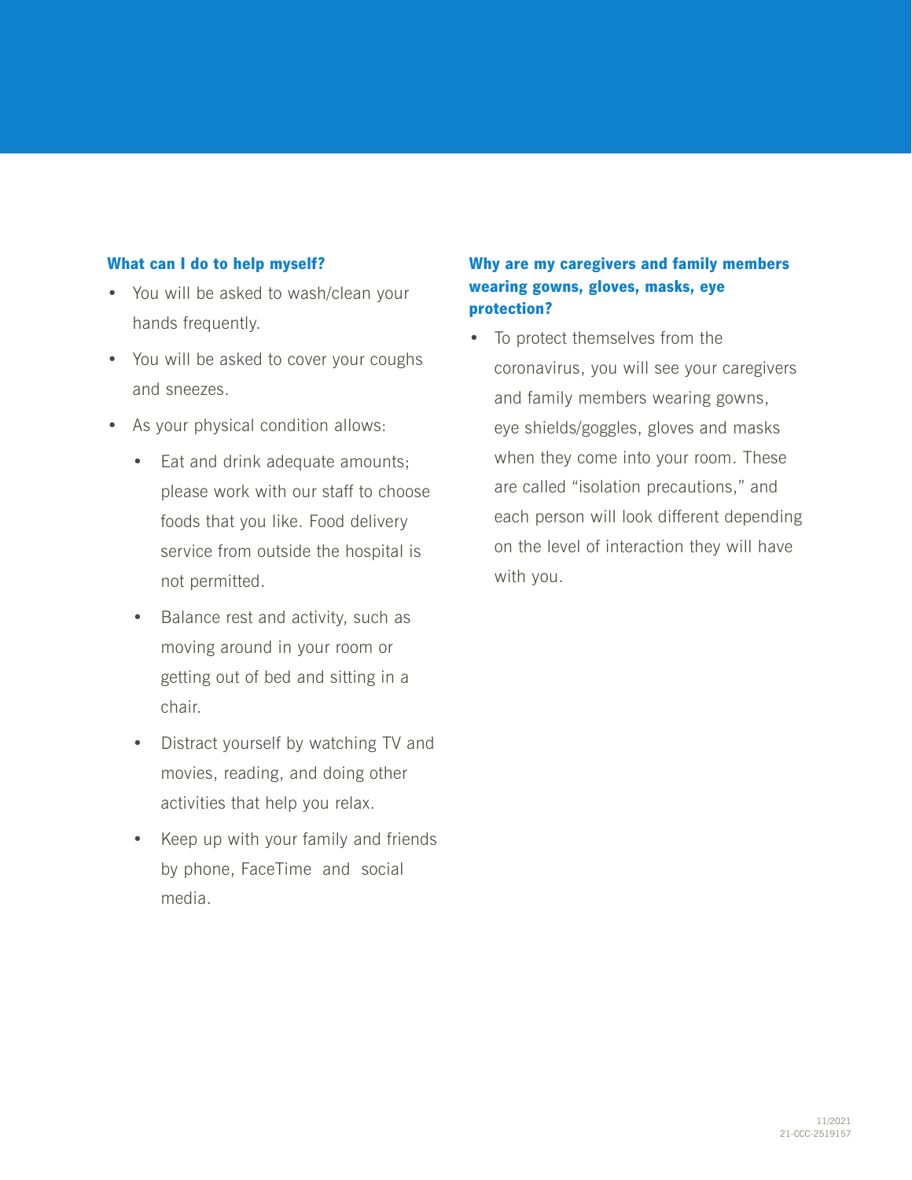## What can I do to help myself?

- You will be asked to wash/clean your hands frequently.
- You will be asked to cover your coughs and sneezes.
- As your physical condition allows:
  - Eat and drink adequate amounts; please work with our staff to choose foods that you like. Food delivery service from outside the hospital is not permitted.
  - Balance rest and activity, such as moving around in your room or getting out of bed and sitting in a chair.
  - Distract yourself by watching TV and movies, reading, and doing other activities that help you relax.
  - Keep up with your family and friends by phone, FaceTime and social media.

## Why are my caregivers and family members wearing gowns, gloves, masks, eye protection?

- To protect themselves from the coronavirus, you will see your caregivers and family members wearing gowns, eye shields/goggles, gloves and masks when they come into your room. These are called "isolation precautions," and each person will look different depending on the level of interaction they will have with you.

11/2021
21-CCC-2519157